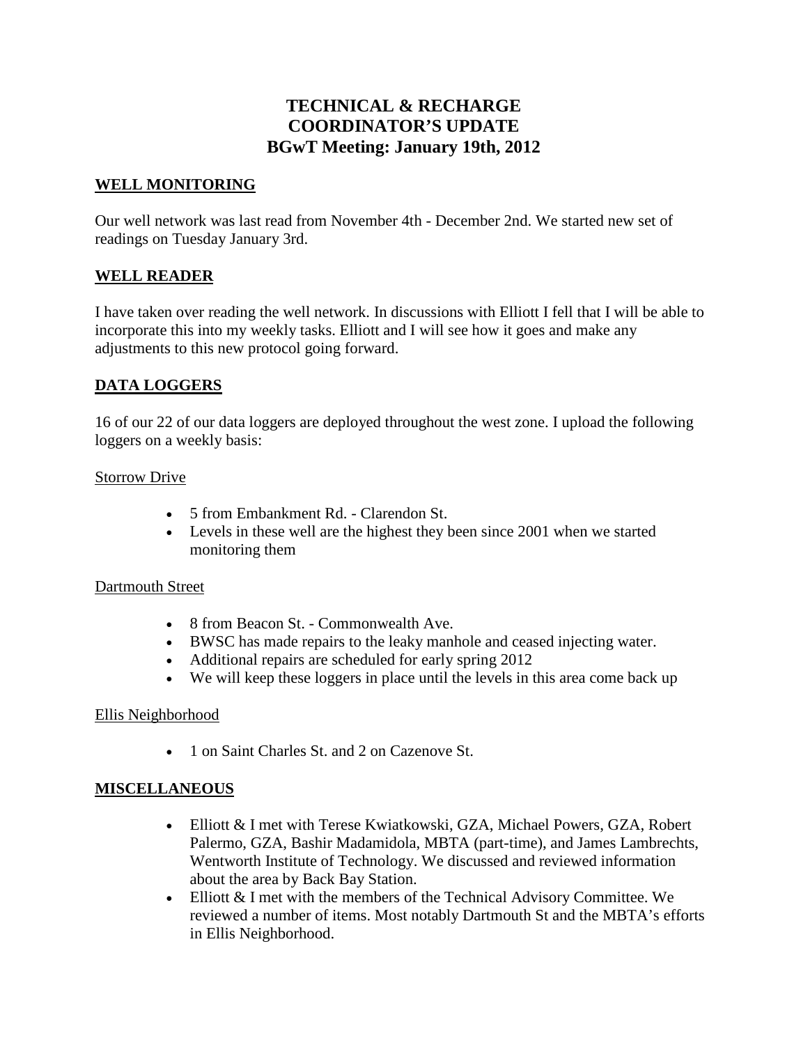# TECHNICAL & RECHARGE COORDINATOR'S UPDATE
# BGwT Meeting: January 19th, 2012

## WELL MONITORING

Our well network was last read from November 4th - December 2nd. We started new set of readings on Tuesday January 3rd.

## WELL READER

I have taken over reading the well network. In discussions with Elliott I fell that I will be able to incorporate this into my weekly tasks. Elliott and I will see how it goes and make any adjustments to this new protocol going forward.

## DATA LOGGERS

16 of our 22 of our data loggers are deployed throughout the west zone. I upload the following loggers on a weekly basis:

Storrow Drive

- 5 from Embankment Rd. - Clarendon St.
- Levels in these well are the highest they been since 2001 when we started monitoring them

Dartmouth Street

- 8 from Beacon St. - Commonwealth Ave.
- BWSC has made repairs to the leaky manhole and ceased injecting water.
- Additional repairs are scheduled for early spring 2012
- We will keep these loggers in place until the levels in this area come back up

Ellis Neighborhood

- 1 on Saint Charles St. and 2 on Cazenove St.

## MISCELLANEOUS

- Elliott & I met with Terese Kwiatkowski, GZA, Michael Powers, GZA, Robert Palermo, GZA, Bashir Madamidola, MBTA (part-time), and James Lambrechts, Wentworth Institute of Technology. We discussed and reviewed information about the area by Back Bay Station.
- Elliott & I met with the members of the Technical Advisory Committee. We reviewed a number of items. Most notably Dartmouth St and the MBTA's efforts in Ellis Neighborhood.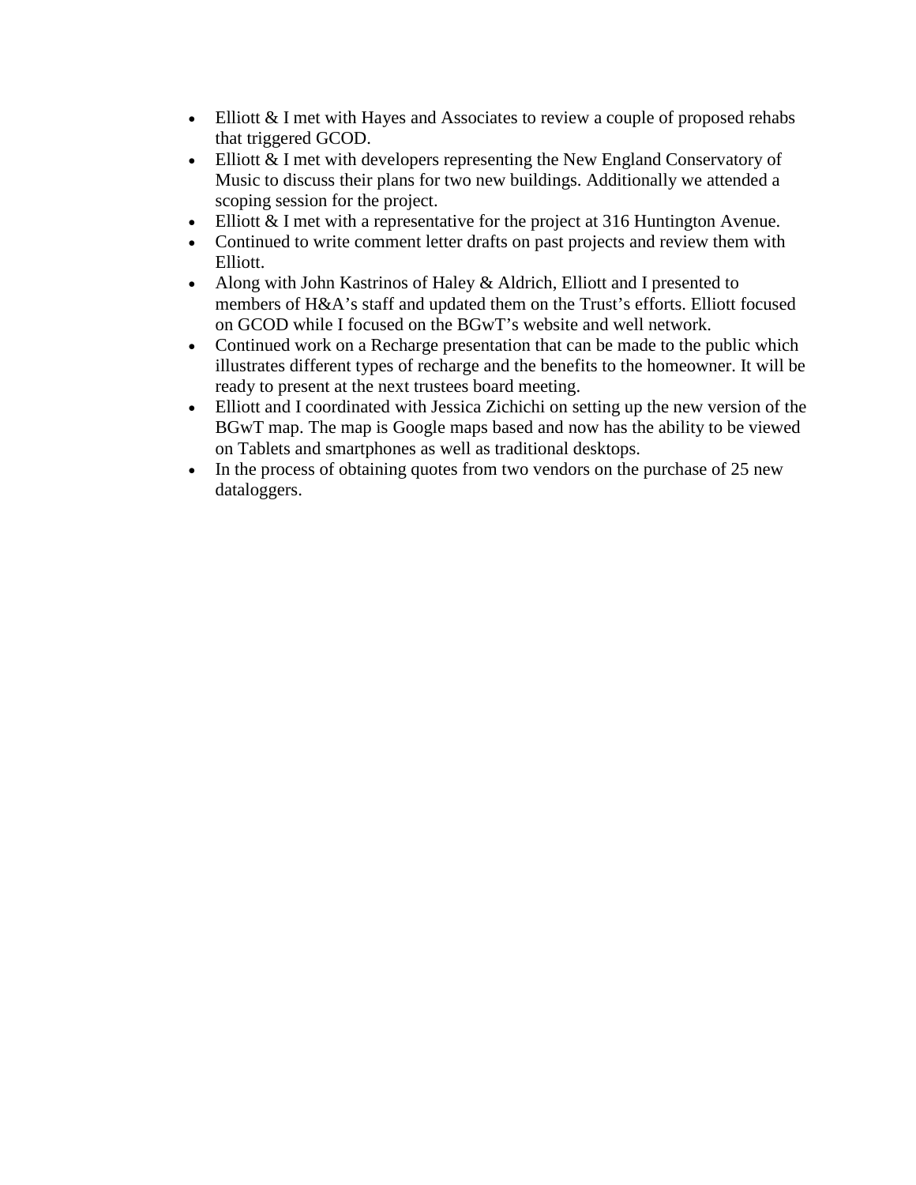- Elliott & I met with Hayes and Associates to review a couple of proposed rehabs that triggered GCOD.
- Elliott & I met with developers representing the New England Conservatory of Music to discuss their plans for two new buildings. Additionally we attended a scoping session for the project.
- Elliott & I met with a representative for the project at 316 Huntington Avenue.
- Continued to write comment letter drafts on past projects and review them with Elliott.
- Along with John Kastrinos of Haley & Aldrich, Elliott and I presented to members of H&A's staff and updated them on the Trust's efforts. Elliott focused on GCOD while I focused on the BGwT's website and well network.
- Continued work on a Recharge presentation that can be made to the public which illustrates different types of recharge and the benefits to the homeowner. It will be ready to present at the next trustees board meeting.
- Elliott and I coordinated with Jessica Zichichi on setting up the new version of the BGwT map. The map is Google maps based and now has the ability to be viewed on Tablets and smartphones as well as traditional desktops.
- In the process of obtaining quotes from two vendors on the purchase of 25 new dataloggers.